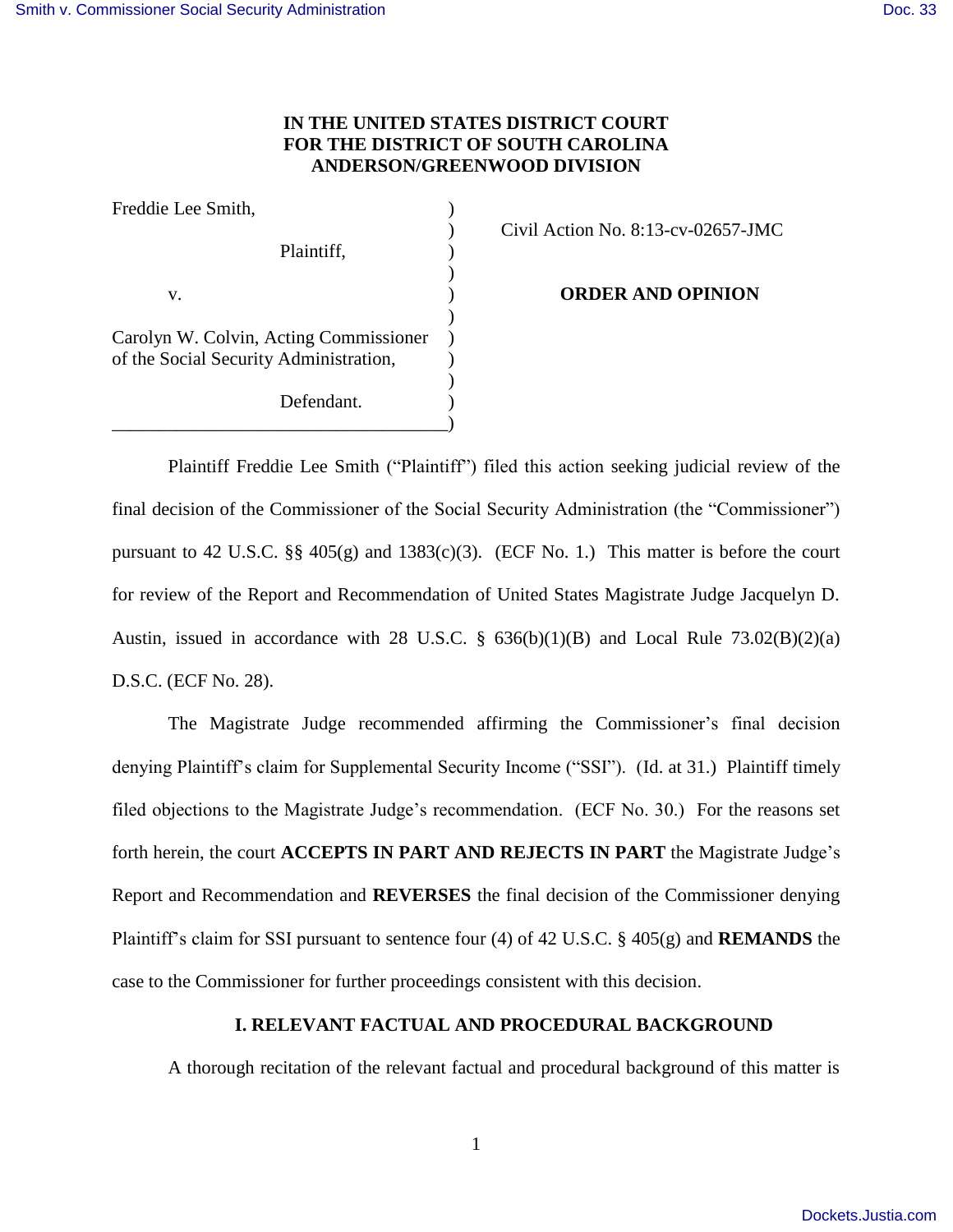**IN THE UNITED STATES DISTRICT COURT**
**FOR THE DISTRICT OF SOUTH CAROLINA**
**ANDERSON/GREENWOOD DIVISION**

Freddie Lee Smith,

Plaintiff,

v.

Carolyn W. Colvin, Acting Commissioner of the Social Security Administration,

Defendant.

Civil Action No. 8:13-cv-02657-JMC

**ORDER AND OPINION**

Plaintiff Freddie Lee Smith ("Plaintiff") filed this action seeking judicial review of the final decision of the Commissioner of the Social Security Administration (the "Commissioner") pursuant to 42 U.S.C. §§ 405(g) and 1383(c)(3). (ECF No. 1.) This matter is before the court for review of the Report and Recommendation of United States Magistrate Judge Jacquelyn D. Austin, issued in accordance with 28 U.S.C. § 636(b)(1)(B) and Local Rule 73.02(B)(2)(a) D.S.C. (ECF No. 28).

The Magistrate Judge recommended affirming the Commissioner's final decision denying Plaintiff's claim for Supplemental Security Income ("SSI"). (Id. at 31.) Plaintiff timely filed objections to the Magistrate Judge's recommendation. (ECF No. 30.) For the reasons set forth herein, the court **ACCEPTS IN PART AND REJECTS IN PART** the Magistrate Judge's Report and Recommendation and **REVERSES** the final decision of the Commissioner denying Plaintiff's claim for SSI pursuant to sentence four (4) of 42 U.S.C. § 405(g) and **REMANDS** the case to the Commissioner for further proceedings consistent with this decision.

## I. RELEVANT FACTUAL AND PROCEDURAL BACKGROUND

A thorough recitation of the relevant factual and procedural background of this matter is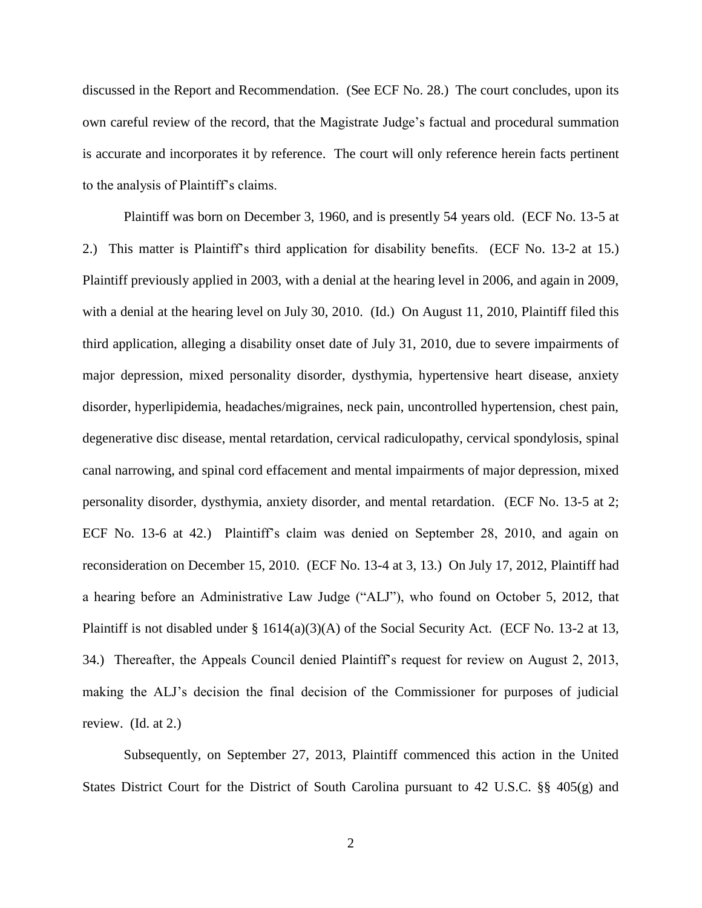discussed in the Report and Recommendation. (See ECF No. 28.) The court concludes, upon its own careful review of the record, that the Magistrate Judge's factual and procedural summation is accurate and incorporates it by reference. The court will only reference herein facts pertinent to the analysis of Plaintiff's claims.

Plaintiff was born on December 3, 1960, and is presently 54 years old. (ECF No. 13-5 at 2.) This matter is Plaintiff's third application for disability benefits. (ECF No. 13-2 at 15.) Plaintiff previously applied in 2003, with a denial at the hearing level in 2006, and again in 2009, with a denial at the hearing level on July 30, 2010. (Id.) On August 11, 2010, Plaintiff filed this third application, alleging a disability onset date of July 31, 2010, due to severe impairments of major depression, mixed personality disorder, dysthymia, hypertensive heart disease, anxiety disorder, hyperlipidemia, headaches/migraines, neck pain, uncontrolled hypertension, chest pain, degenerative disc disease, mental retardation, cervical radiculopathy, cervical spondylosis, spinal canal narrowing, and spinal cord effacement and mental impairments of major depression, mixed personality disorder, dysthymia, anxiety disorder, and mental retardation. (ECF No. 13-5 at 2; ECF No. 13-6 at 42.) Plaintiff's claim was denied on September 28, 2010, and again on reconsideration on December 15, 2010. (ECF No. 13-4 at 3, 13.) On July 17, 2012, Plaintiff had a hearing before an Administrative Law Judge ("ALJ"), who found on October 5, 2012, that Plaintiff is not disabled under § 1614(a)(3)(A) of the Social Security Act. (ECF No. 13-2 at 13, 34.) Thereafter, the Appeals Council denied Plaintiff's request for review on August 2, 2013, making the ALJ's decision the final decision of the Commissioner for purposes of judicial review. (Id. at 2.)

Subsequently, on September 27, 2013, Plaintiff commenced this action in the United States District Court for the District of South Carolina pursuant to 42 U.S.C. §§ 405(g) and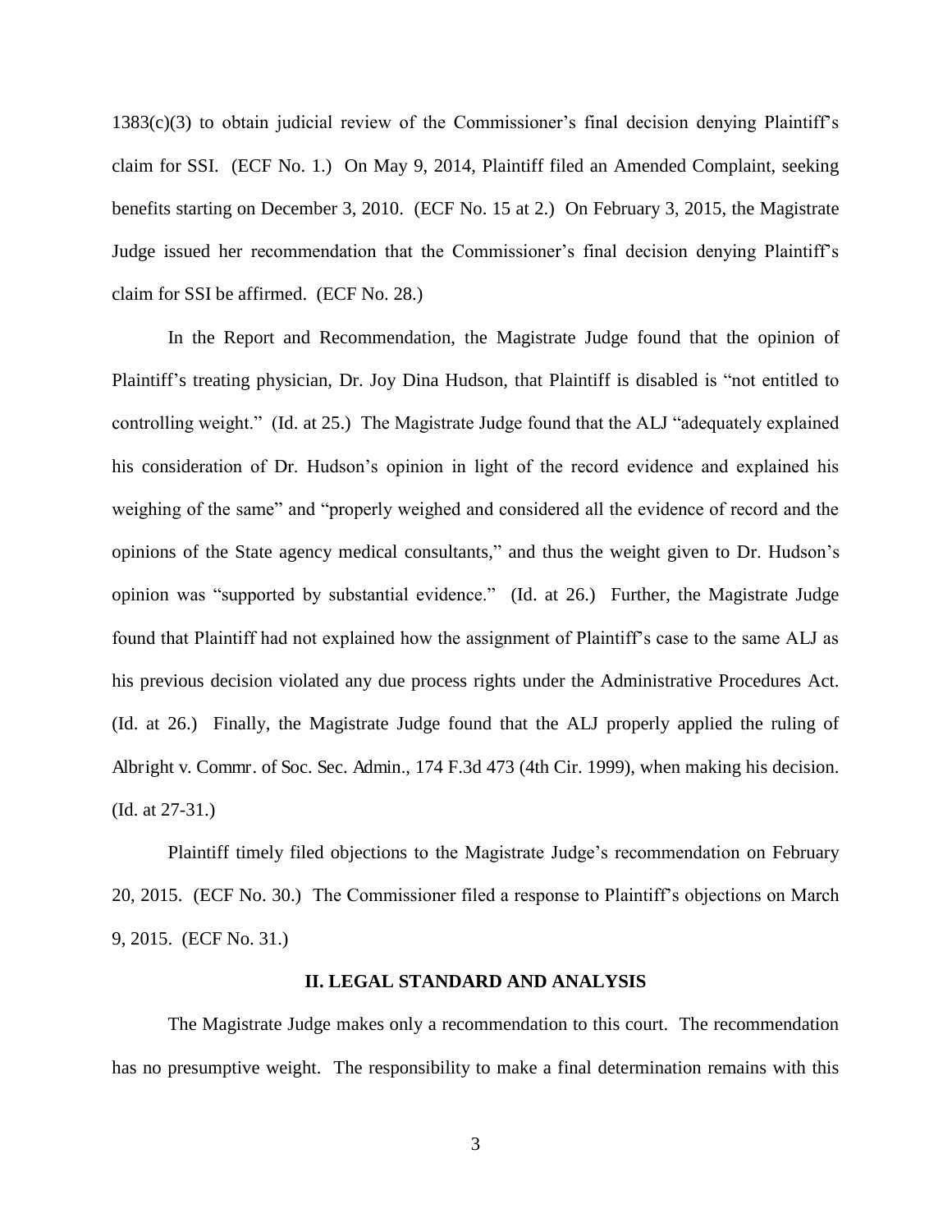1383(c)(3) to obtain judicial review of the Commissioner's final decision denying Plaintiff's claim for SSI. (ECF No. 1.) On May 9, 2014, Plaintiff filed an Amended Complaint, seeking benefits starting on December 3, 2010. (ECF No. 15 at 2.) On February 3, 2015, the Magistrate Judge issued her recommendation that the Commissioner's final decision denying Plaintiff's claim for SSI be affirmed. (ECF No. 28.)

In the Report and Recommendation, the Magistrate Judge found that the opinion of Plaintiff's treating physician, Dr. Joy Dina Hudson, that Plaintiff is disabled is "not entitled to controlling weight." (Id. at 25.) The Magistrate Judge found that the ALJ "adequately explained his consideration of Dr. Hudson's opinion in light of the record evidence and explained his weighing of the same" and "properly weighed and considered all the evidence of record and the opinions of the State agency medical consultants," and thus the weight given to Dr. Hudson's opinion was "supported by substantial evidence." (Id. at 26.) Further, the Magistrate Judge found that Plaintiff had not explained how the assignment of Plaintiff's case to the same ALJ as his previous decision violated any due process rights under the Administrative Procedures Act. (Id. at 26.) Finally, the Magistrate Judge found that the ALJ properly applied the ruling of Albright v. Commr. of Soc. Sec. Admin., 174 F.3d 473 (4th Cir. 1999), when making his decision. (Id. at 27-31.)

Plaintiff timely filed objections to the Magistrate Judge's recommendation on February 20, 2015. (ECF No. 30.) The Commissioner filed a response to Plaintiff's objections on March 9, 2015. (ECF No. 31.)

## II. LEGAL STANDARD AND ANALYSIS

The Magistrate Judge makes only a recommendation to this court. The recommendation has no presumptive weight. The responsibility to make a final determination remains with this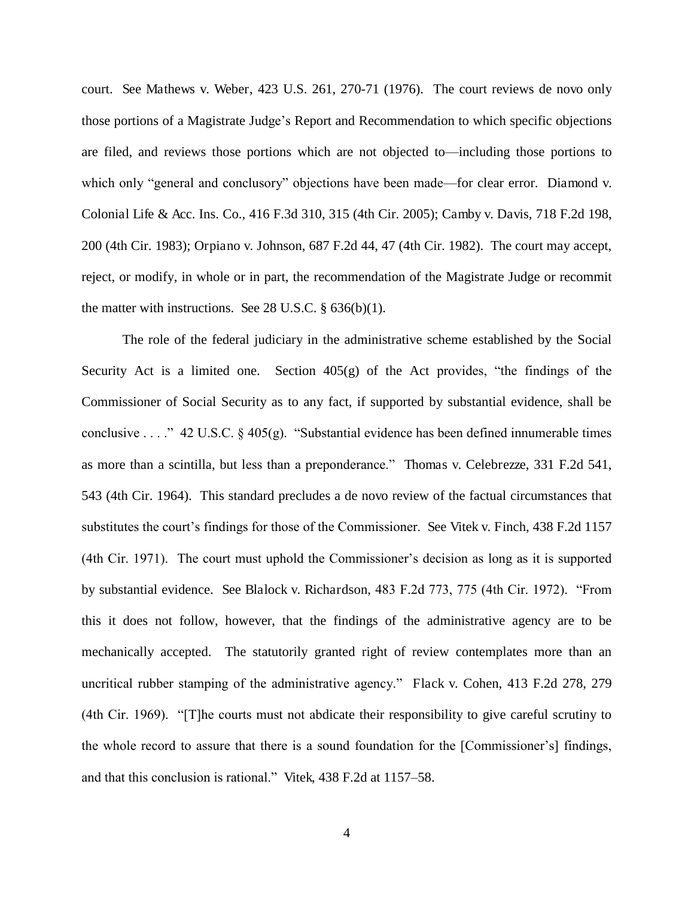court. See Mathews v. Weber, 423 U.S. 261, 270-71 (1976). The court reviews de novo only those portions of a Magistrate Judge's Report and Recommendation to which specific objections are filed, and reviews those portions which are not objected to—including those portions to which only "general and conclusory" objections have been made—for clear error. Diamond v. Colonial Life & Acc. Ins. Co., 416 F.3d 310, 315 (4th Cir. 2005); Camby v. Davis, 718 F.2d 198, 200 (4th Cir. 1983); Orpiano v. Johnson, 687 F.2d 44, 47 (4th Cir. 1982). The court may accept, reject, or modify, in whole or in part, the recommendation of the Magistrate Judge or recommit the matter with instructions. See 28 U.S.C. § 636(b)(1).

The role of the federal judiciary in the administrative scheme established by the Social Security Act is a limited one. Section 405(g) of the Act provides, "the findings of the Commissioner of Social Security as to any fact, if supported by substantial evidence, shall be conclusive . . . ." 42 U.S.C. § 405(g). "Substantial evidence has been defined innumerable times as more than a scintilla, but less than a preponderance." Thomas v. Celebrezze, 331 F.2d 541, 543 (4th Cir. 1964). This standard precludes a de novo review of the factual circumstances that substitutes the court's findings for those of the Commissioner. See Vitek v. Finch, 438 F.2d 1157 (4th Cir. 1971). The court must uphold the Commissioner's decision as long as it is supported by substantial evidence. See Blalock v. Richardson, 483 F.2d 773, 775 (4th Cir. 1972). "From this it does not follow, however, that the findings of the administrative agency are to be mechanically accepted. The statutorily granted right of review contemplates more than an uncritical rubber stamping of the administrative agency." Flack v. Cohen, 413 F.2d 278, 279 (4th Cir. 1969). "[T]he courts must not abdicate their responsibility to give careful scrutiny to the whole record to assure that there is a sound foundation for the [Commissioner's] findings, and that this conclusion is rational." Vitek, 438 F.2d at 1157–58.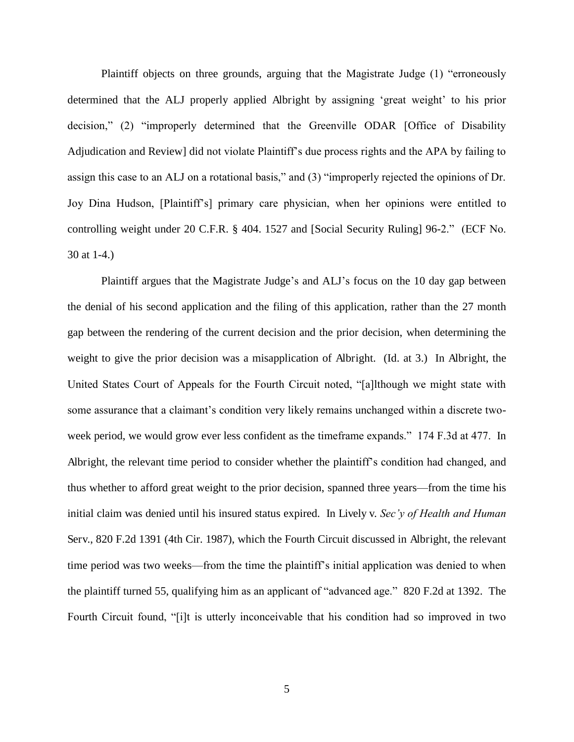Plaintiff objects on three grounds, arguing that the Magistrate Judge (1) "erroneously determined that the ALJ properly applied Albright by assigning 'great weight' to his prior decision," (2) "improperly determined that the Greenville ODAR [Office of Disability Adjudication and Review] did not violate Plaintiff's due process rights and the APA by failing to assign this case to an ALJ on a rotational basis," and (3) "improperly rejected the opinions of Dr. Joy Dina Hudson, [Plaintiff's] primary care physician, when her opinions were entitled to controlling weight under 20 C.F.R. § 404. 1527 and [Social Security Ruling] 96-2." (ECF No. 30 at 1-4.)

Plaintiff argues that the Magistrate Judge's and ALJ's focus on the 10 day gap between the denial of his second application and the filing of this application, rather than the 27 month gap between the rendering of the current decision and the prior decision, when determining the weight to give the prior decision was a misapplication of Albright. (Id. at 3.) In Albright, the United States Court of Appeals for the Fourth Circuit noted, "[a]lthough we might state with some assurance that a claimant's condition very likely remains unchanged within a discrete two-week period, we would grow ever less confident as the timeframe expands." 174 F.3d at 477. In Albright, the relevant time period to consider whether the plaintiff's condition had changed, and thus whether to afford great weight to the prior decision, spanned three years—from the time his initial claim was denied until his insured status expired. In Lively v. *Sec'y of Health and Human* Serv., 820 F.2d 1391 (4th Cir. 1987), which the Fourth Circuit discussed in Albright, the relevant time period was two weeks—from the time the plaintiff's initial application was denied to when the plaintiff turned 55, qualifying him as an applicant of "advanced age." 820 F.2d at 1392. The Fourth Circuit found, "[i]t is utterly inconceivable that his condition had so improved in two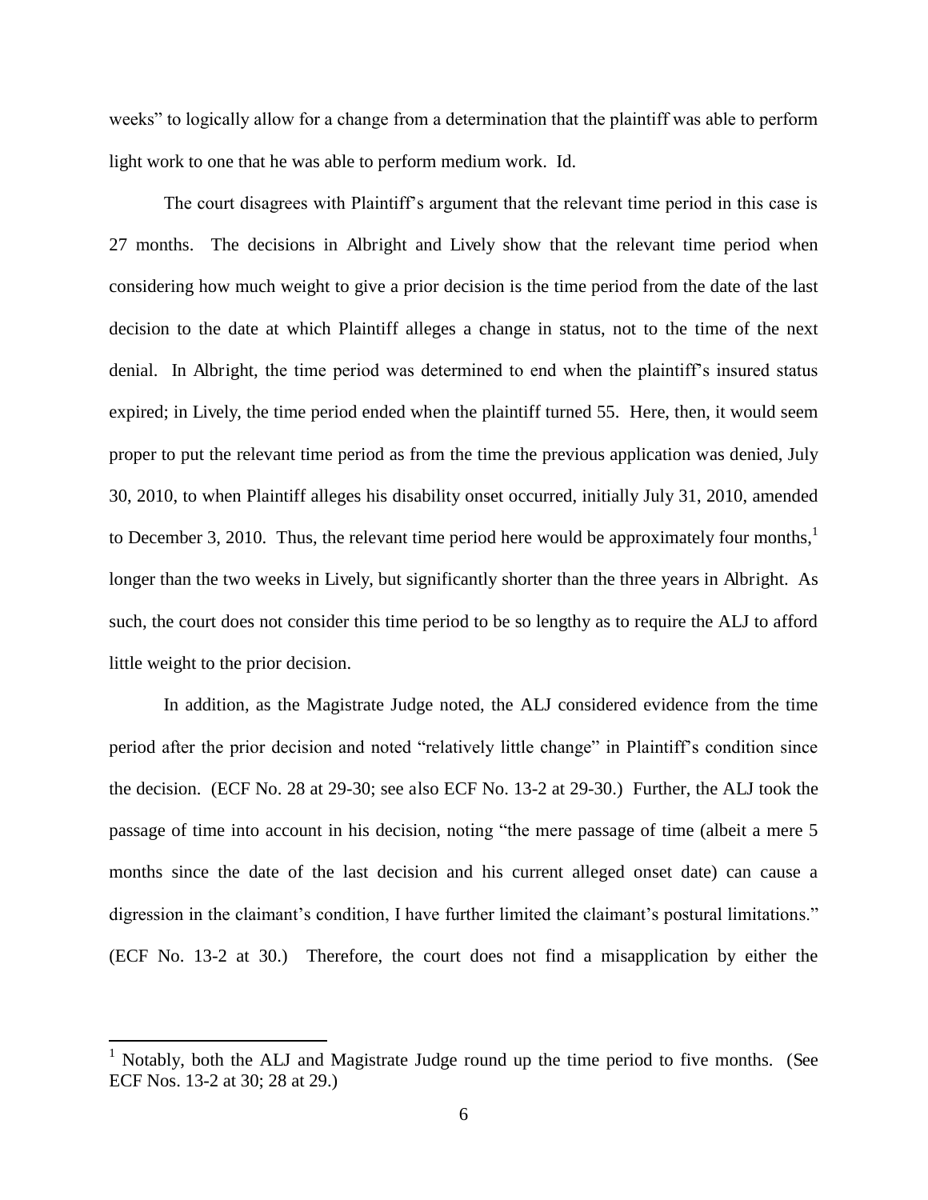weeks" to logically allow for a change from a determination that the plaintiff was able to perform light work to one that he was able to perform medium work. Id.

The court disagrees with Plaintiff's argument that the relevant time period in this case is 27 months. The decisions in Albright and Lively show that the relevant time period when considering how much weight to give a prior decision is the time period from the date of the last decision to the date at which Plaintiff alleges a change in status, not to the time of the next denial. In Albright, the time period was determined to end when the plaintiff's insured status expired; in Lively, the time period ended when the plaintiff turned 55. Here, then, it would seem proper to put the relevant time period as from the time the previous application was denied, July 30, 2010, to when Plaintiff alleges his disability onset occurred, initially July 31, 2010, amended to December 3, 2010. Thus, the relevant time period here would be approximately four months,[1] longer than the two weeks in Lively, but significantly shorter than the three years in Albright. As such, the court does not consider this time period to be so lengthy as to require the ALJ to afford little weight to the prior decision.

In addition, as the Magistrate Judge noted, the ALJ considered evidence from the time period after the prior decision and noted "relatively little change" in Plaintiff's condition since the decision. (ECF No. 28 at 29-30; see also ECF No. 13-2 at 29-30.) Further, the ALJ took the passage of time into account in his decision, noting "the mere passage of time (albeit a mere 5 months since the date of the last decision and his current alleged onset date) can cause a digression in the claimant's condition, I have further limited the claimant's postural limitations." (ECF No. 13-2 at 30.) Therefore, the court does not find a misapplication by either the

[1] Notably, both the ALJ and Magistrate Judge round up the time period to five months. (See ECF Nos. 13-2 at 30; 28 at 29.)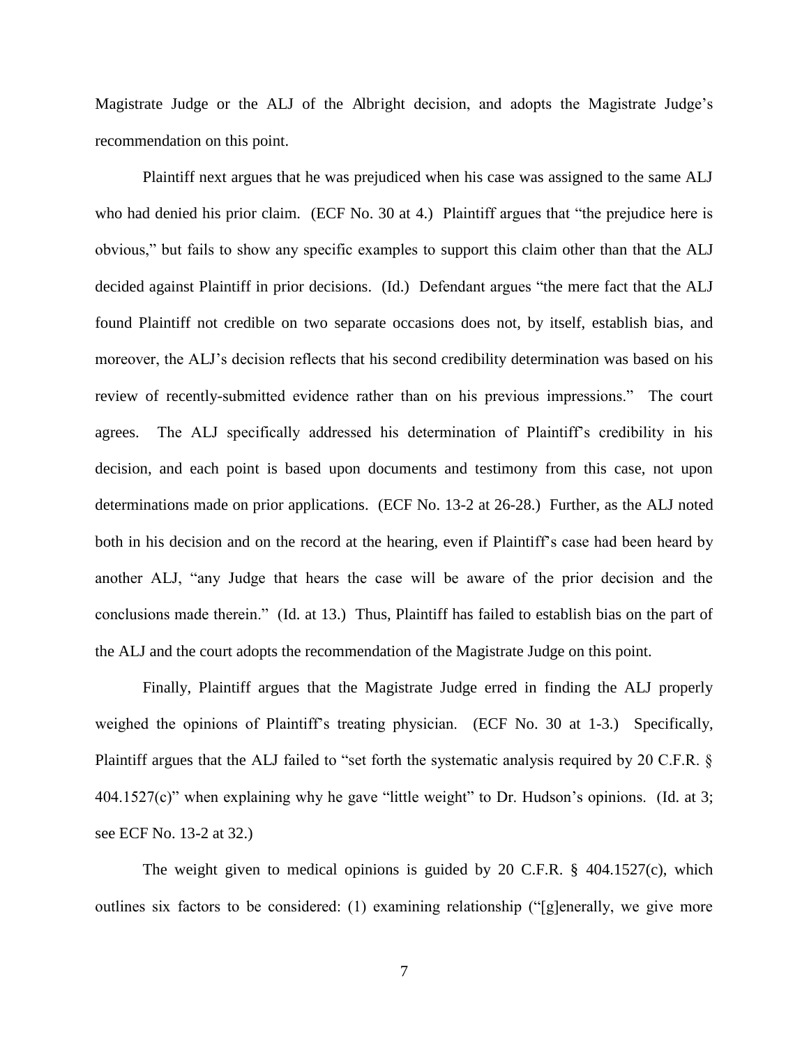Magistrate Judge or the ALJ of the Albright decision, and adopts the Magistrate Judge's recommendation on this point.

Plaintiff next argues that he was prejudiced when his case was assigned to the same ALJ who had denied his prior claim. (ECF No. 30 at 4.) Plaintiff argues that "the prejudice here is obvious," but fails to show any specific examples to support this claim other than that the ALJ decided against Plaintiff in prior decisions. (Id.) Defendant argues "the mere fact that the ALJ found Plaintiff not credible on two separate occasions does not, by itself, establish bias, and moreover, the ALJ's decision reflects that his second credibility determination was based on his review of recently-submitted evidence rather than on his previous impressions." The court agrees. The ALJ specifically addressed his determination of Plaintiff's credibility in his decision, and each point is based upon documents and testimony from this case, not upon determinations made on prior applications. (ECF No. 13-2 at 26-28.) Further, as the ALJ noted both in his decision and on the record at the hearing, even if Plaintiff's case had been heard by another ALJ, "any Judge that hears the case will be aware of the prior decision and the conclusions made therein." (Id. at 13.) Thus, Plaintiff has failed to establish bias on the part of the ALJ and the court adopts the recommendation of the Magistrate Judge on this point.

Finally, Plaintiff argues that the Magistrate Judge erred in finding the ALJ properly weighed the opinions of Plaintiff's treating physician. (ECF No. 30 at 1-3.) Specifically, Plaintiff argues that the ALJ failed to "set forth the systematic analysis required by 20 C.F.R. § 404.1527(c)" when explaining why he gave "little weight" to Dr. Hudson's opinions. (Id. at 3; see ECF No. 13-2 at 32.)

The weight given to medical opinions is guided by 20 C.F.R. § 404.1527(c), which outlines six factors to be considered: (1) examining relationship ("[g]enerally, we give more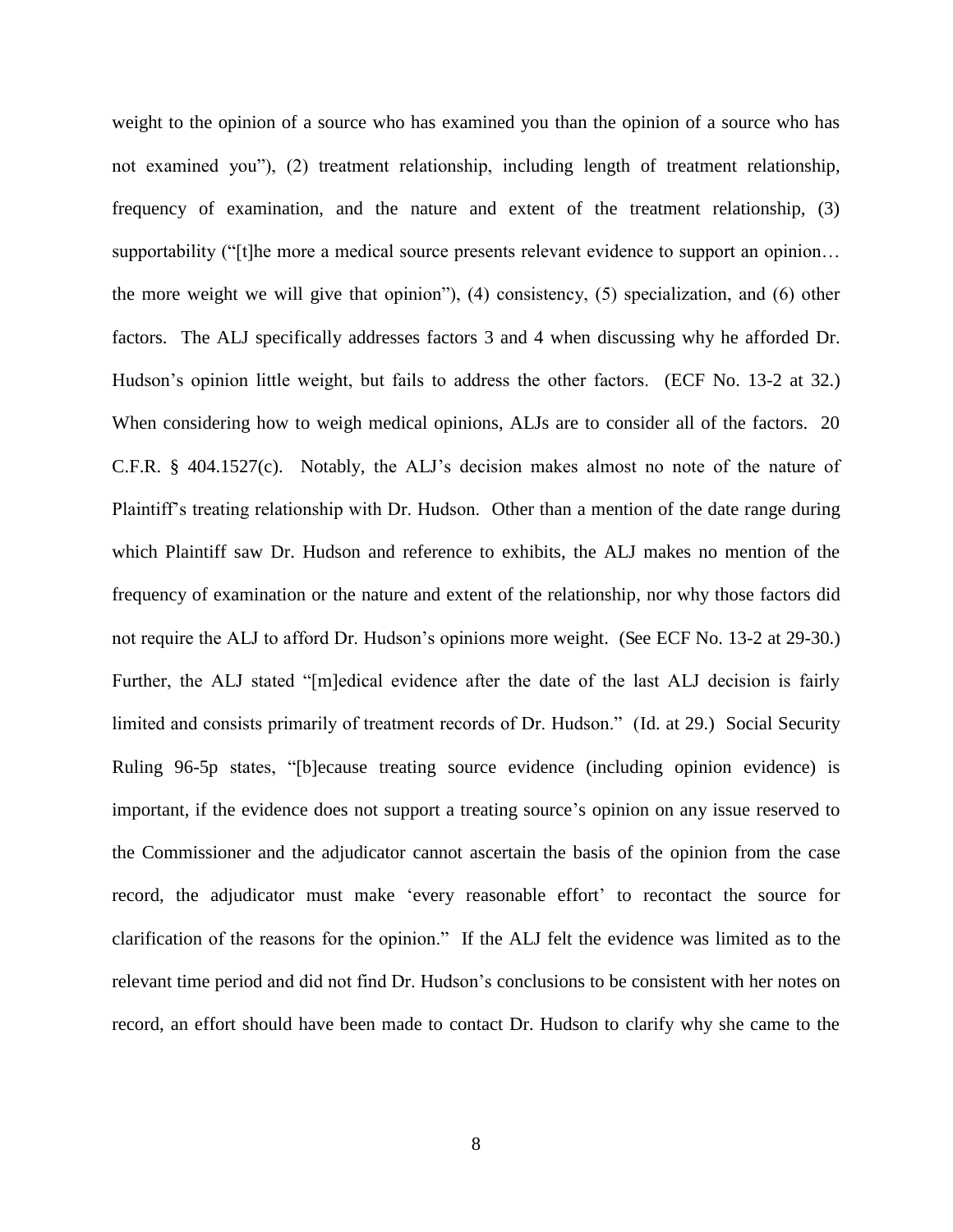weight to the opinion of a source who has examined you than the opinion of a source who has not examined you"), (2) treatment relationship, including length of treatment relationship, frequency of examination, and the nature and extent of the treatment relationship, (3) supportability ("[t]he more a medical source presents relevant evidence to support an opinion… the more weight we will give that opinion"), (4) consistency, (5) specialization, and (6) other factors. The ALJ specifically addresses factors 3 and 4 when discussing why he afforded Dr. Hudson's opinion little weight, but fails to address the other factors. (ECF No. 13-2 at 32.) When considering how to weigh medical opinions, ALJs are to consider all of the factors. 20 C.F.R. § 404.1527(c). Notably, the ALJ's decision makes almost no note of the nature of Plaintiff's treating relationship with Dr. Hudson. Other than a mention of the date range during which Plaintiff saw Dr. Hudson and reference to exhibits, the ALJ makes no mention of the frequency of examination or the nature and extent of the relationship, nor why those factors did not require the ALJ to afford Dr. Hudson's opinions more weight. (See ECF No. 13-2 at 29-30.) Further, the ALJ stated "[m]edical evidence after the date of the last ALJ decision is fairly limited and consists primarily of treatment records of Dr. Hudson." (Id. at 29.) Social Security Ruling 96-5p states, "[b]ecause treating source evidence (including opinion evidence) is important, if the evidence does not support a treating source's opinion on any issue reserved to the Commissioner and the adjudicator cannot ascertain the basis of the opinion from the case record, the adjudicator must make 'every reasonable effort' to recontact the source for clarification of the reasons for the opinion." If the ALJ felt the evidence was limited as to the relevant time period and did not find Dr. Hudson's conclusions to be consistent with her notes on record, an effort should have been made to contact Dr. Hudson to clarify why she came to the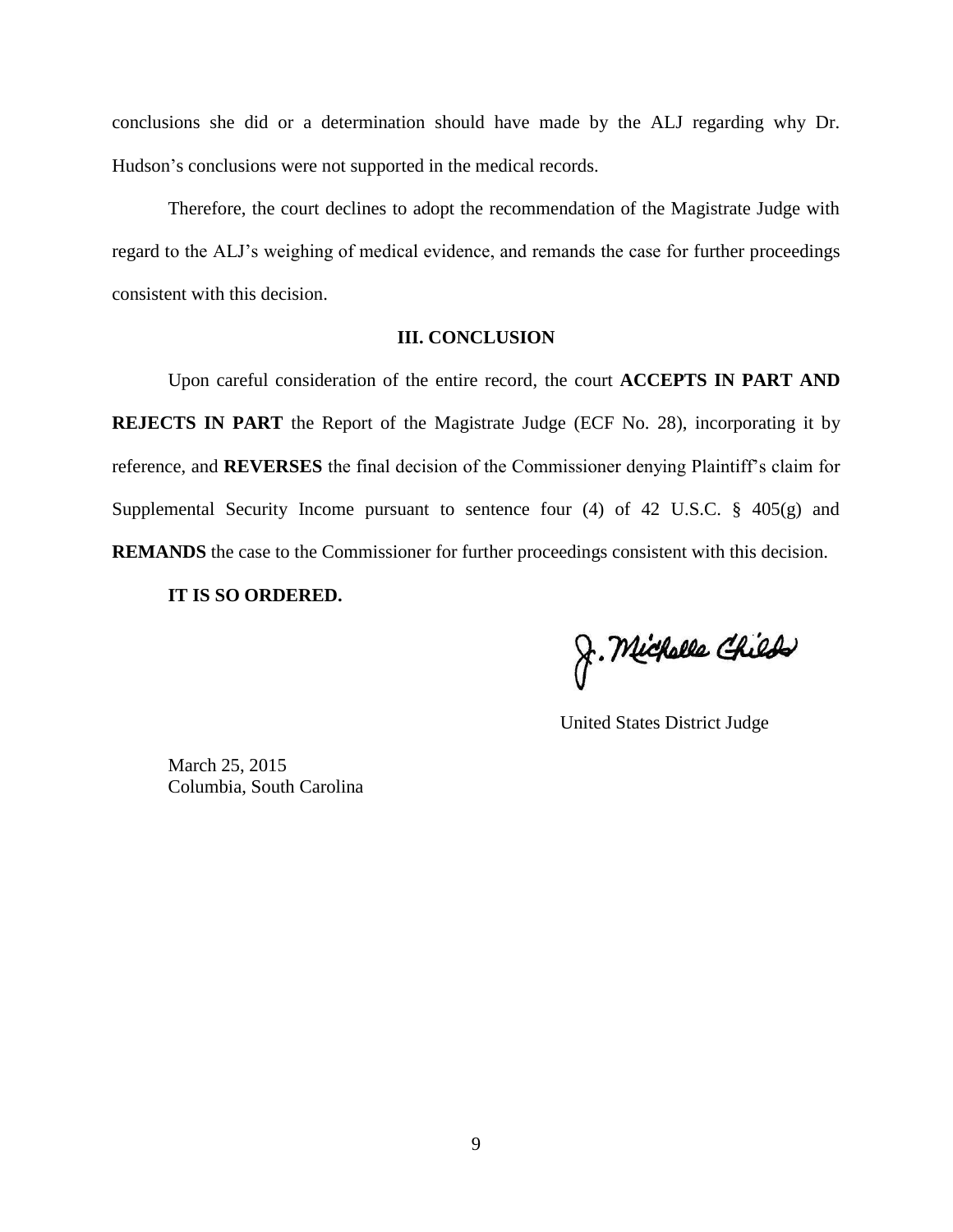conclusions she did or a determination should have made by the ALJ regarding why Dr. Hudson's conclusions were not supported in the medical records.

Therefore, the court declines to adopt the recommendation of the Magistrate Judge with regard to the ALJ's weighing of medical evidence, and remands the case for further proceedings consistent with this decision.

### III. CONCLUSION

Upon careful consideration of the entire record, the court **ACCEPTS IN PART AND REJECTS IN PART** the Report of the Magistrate Judge (ECF No. 28), incorporating it by reference, and **REVERSES** the final decision of the Commissioner denying Plaintiff's claim for Supplemental Security Income pursuant to sentence four (4) of 42 U.S.C. § 405(g) and **REMANDS** the case to the Commissioner for further proceedings consistent with this decision.

**IT IS SO ORDERED.**

J. Michelle Childs

United States District Judge

March 25, 2015
Columbia, South Carolina